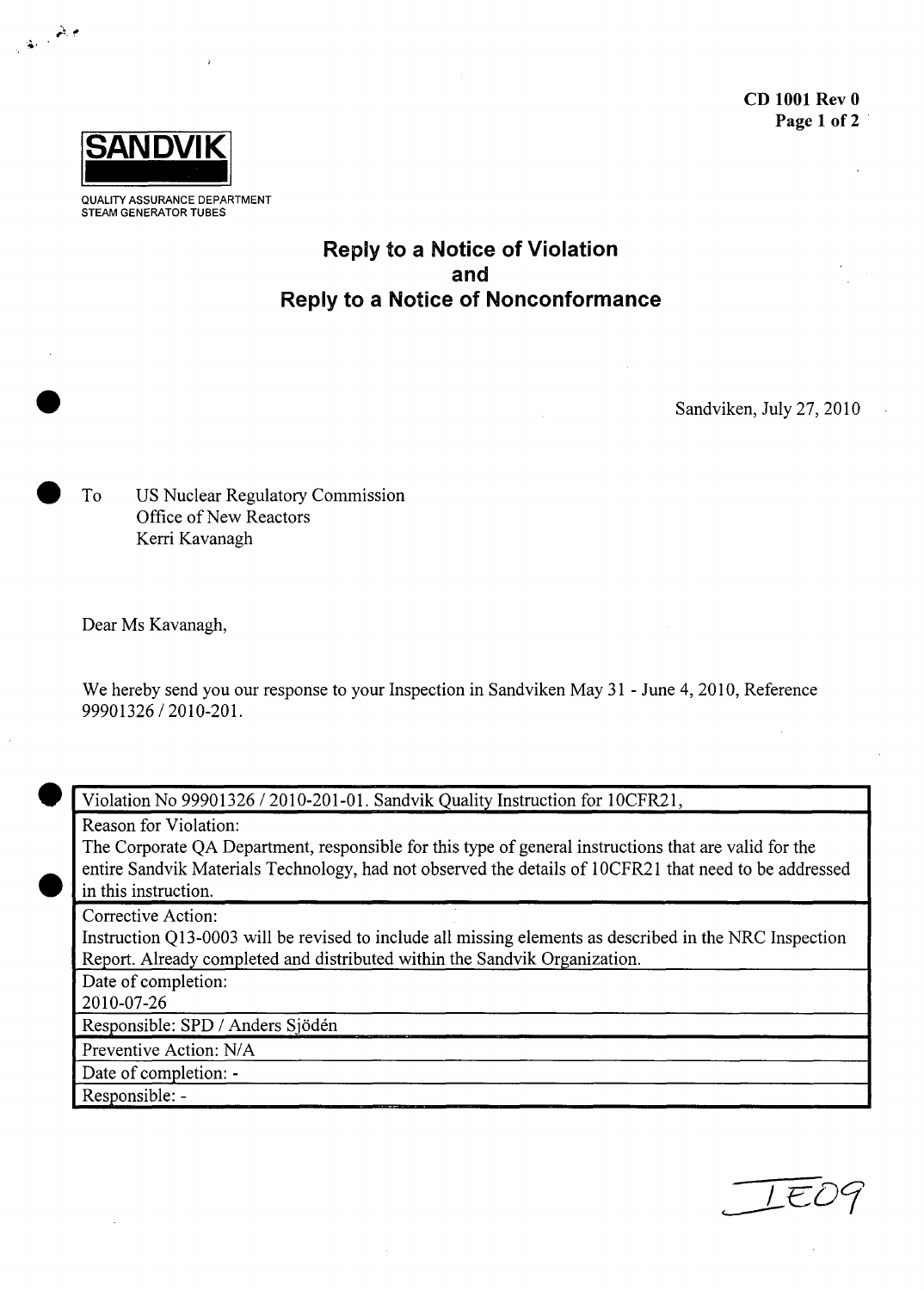CD 1001 Rev 0

**SANDVIK**

QUALITY ASSURANCE DEPARTMENT
STEAM GENERATOR TUBES

# Reply to a Notice of Violation and Reply to a Notice of Nonconformance

Sandviken, July 27, 2010

To US Nuclear Regulatory Commission
Office of New Reactors
Kerri Kavanagh

Dear Ms Kavanagh,

We hereby send you our response to your Inspection in Sandviken May 31 - June 4, 2010, Reference 99901326 / 2010-201.

| Violation No 99901326 / 2010-201-01. Sandvik Quality Instruction for 10CFR21, |
|---|
| Reason for Violation: The Corporate QA Department, responsible for this type of general instructions that are valid for the entire Sandvik Materials Technology, had not observed the details of 10CFR21 that need to be addressed in this instruction. |
| Corrective Action: Instruction Q13-0003 will be revised to include all missing elements as described in the NRC Inspection Report. Already completed and distributed within the Sandvik Organization. |
| Date of completion: 2010-07-26 |
| Responsible: SPD / Anders Sjödén |
| Preventive Action: N/A |
| Date of completion: - |
| Responsible: - |

IE09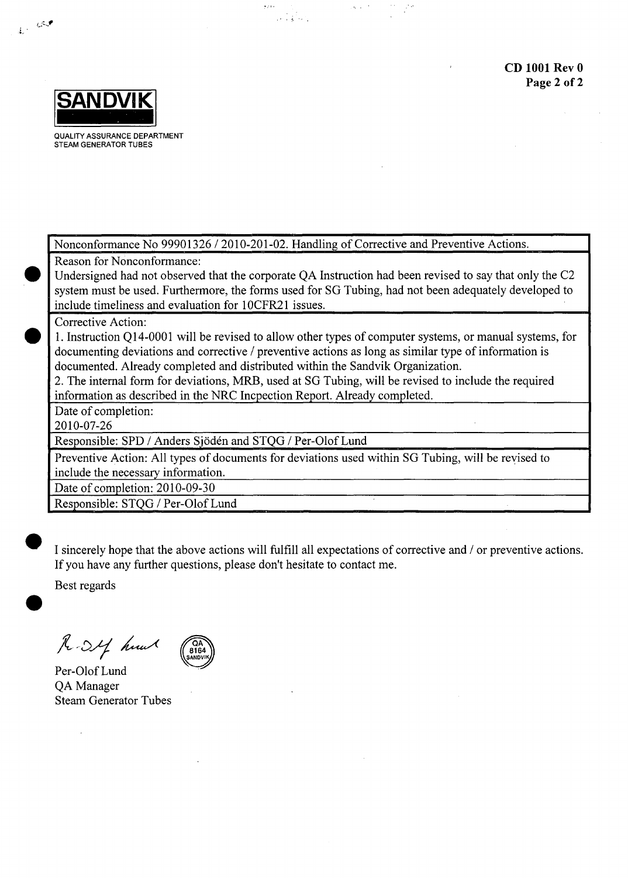**SANDVIK**

QUALITY ASSURANCE DEPARTMENT
STEAM GENERATOR TUBES

| Nonconformance No 99901326 / 2010-201-02. Handling of Corrective and Preventive Actions. |
|---|
| Reason for Nonconformance:<br>Undersigned had not observed that the corporate QA Instruction had been revised to say that only the C2 system must be used. Furthermore, the forms used for SG Tubing, had not been adequately developed to include timeliness and evaluation for 10CFR21 issues. |
| Corrective Action:<br>1. Instruction Q14-0001 will be revised to allow other types of computer systems, or manual systems, for documenting deviations and corrective / preventive actions as long as similar type of information is documented. Already completed and distributed within the Sandvik Organization.<br>2. The internal form for deviations, MRB, used at SG Tubing, will be revised to include the required information as described in the NRC Incpection Report. Already completed. |
| Date of completion:<br>2010-07-26 |
| Responsible: SPD / Anders Sjödén and STQG / Per-Olof Lund |
| Preventive Action: All types of documents for deviations used within SG Tubing, will be revised to include the necessary information. |
| Date of completion: 2010-09-30 |
| Responsible: STQG / Per-Olof Lund |

I sincerely hope that the above actions will fulfill all expectations of corrective and / or preventive actions. If you have any further questions, please don't hesitate to contact me.

Best regards

Per-Olof Lund
QA Manager
Steam Generator Tubes